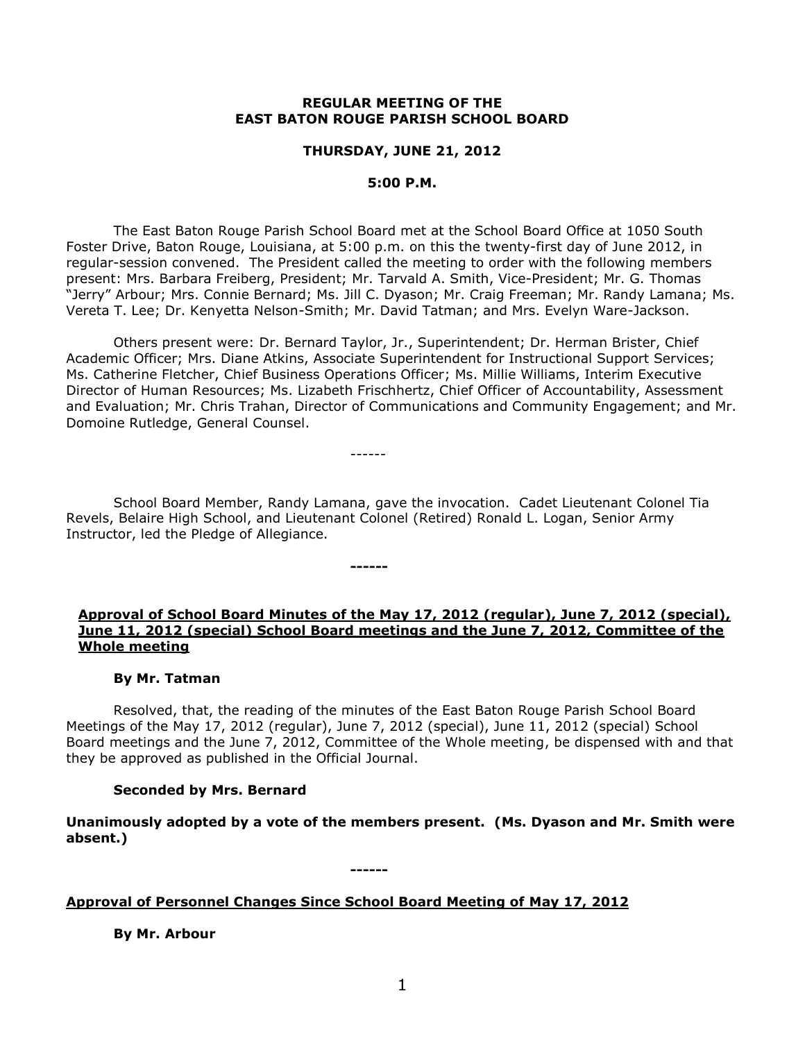**REGULAR MEETING OF THE**
**EAST BATON ROUGE PARISH SCHOOL BOARD**

**THURSDAY, JUNE 21, 2012**

**5:00 P.M.**

The East Baton Rouge Parish School Board met at the School Board Office at 1050 South Foster Drive, Baton Rouge, Louisiana, at 5:00 p.m. on this the twenty-first day of June 2012, in regular-session convened. The President called the meeting to order with the following members present: Mrs. Barbara Freiberg, President; Mr. Tarvald A. Smith, Vice-President; Mr. G. Thomas "Jerry" Arbour; Mrs. Connie Bernard; Ms. Jill C. Dyason; Mr. Craig Freeman; Mr. Randy Lamana; Ms. Vereta T. Lee; Dr. Kenyetta Nelson-Smith; Mr. David Tatman; and Mrs. Evelyn Ware-Jackson.

Others present were: Dr. Bernard Taylor, Jr., Superintendent; Dr. Herman Brister, Chief Academic Officer; Mrs. Diane Atkins, Associate Superintendent for Instructional Support Services; Ms. Catherine Fletcher, Chief Business Operations Officer; Ms. Millie Williams, Interim Executive Director of Human Resources; Ms. Lizabeth Frischhertz, Chief Officer of Accountability, Assessment and Evaluation; Mr. Chris Trahan, Director of Communications and Community Engagement; and Mr. Domoine Rutledge, General Counsel.

------

School Board Member, Randy Lamana, gave the invocation. Cadet Lieutenant Colonel Tia Revels, Belaire High School, and Lieutenant Colonel (Retired) Ronald L. Logan, Senior Army Instructor, led the Pledge of Allegiance.

**------**

**Approval of School Board Minutes of the May 17, 2012 (regular), June 7, 2012 (special), June 11, 2012 (special) School Board meetings and the June 7, 2012, Committee of the Whole meeting**

**By Mr. Tatman**

Resolved, that, the reading of the minutes of the East Baton Rouge Parish School Board Meetings of the May 17, 2012 (regular), June 7, 2012 (special), June 11, 2012 (special) School Board meetings and the June 7, 2012, Committee of the Whole meeting, be dispensed with and that they be approved as published in the Official Journal.

**Seconded by Mrs. Bernard**

**Unanimously adopted by a vote of the members present. (Ms. Dyason and Mr. Smith were absent.)**

**------**

**Approval of Personnel Changes Since School Board Meeting of May 17, 2012**

**By Mr. Arbour**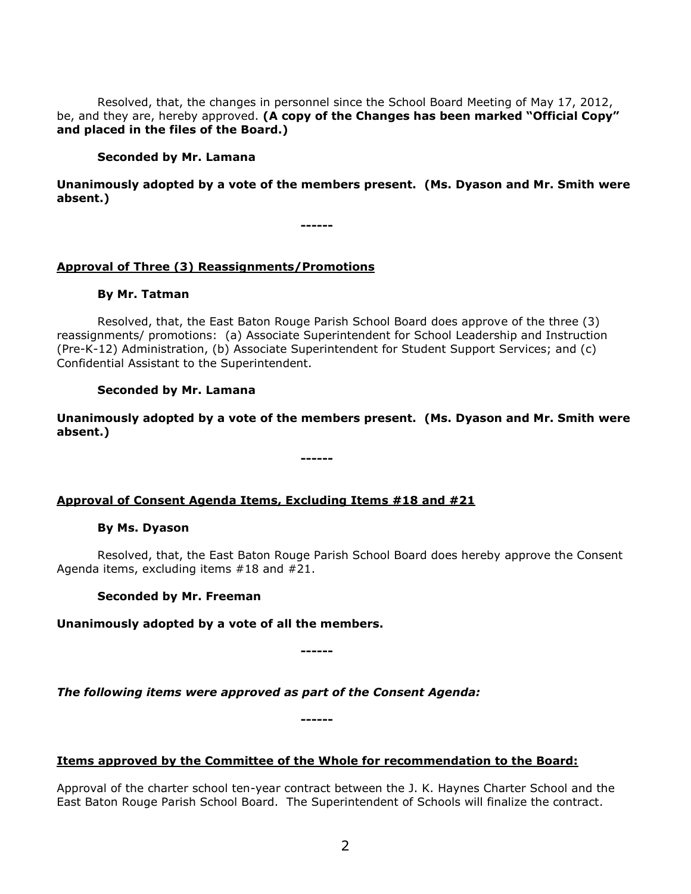Resolved, that, the changes in personnel since the School Board Meeting of May 17, 2012, be, and they are, hereby approved. **(A copy of the Changes has been marked "Official Copy" and placed in the files of the Board.)**

**Seconded by Mr. Lamana**

**Unanimously adopted by a vote of the members present. (Ms. Dyason and Mr. Smith were absent.)**

**------**

**Approval of Three (3) Reassignments/Promotions**

**By Mr. Tatman**

Resolved, that, the East Baton Rouge Parish School Board does approve of the three (3) reassignments/ promotions: (a) Associate Superintendent for School Leadership and Instruction (Pre-K-12) Administration, (b) Associate Superintendent for Student Support Services; and (c) Confidential Assistant to the Superintendent.

**Seconded by Mr. Lamana**

**Unanimously adopted by a vote of the members present. (Ms. Dyason and Mr. Smith were absent.)**

**------**

**Approval of Consent Agenda Items, Excluding Items #18 and #21**

**By Ms. Dyason**

Resolved, that, the East Baton Rouge Parish School Board does hereby approve the Consent Agenda items, excluding items #18 and #21.

**Seconded by Mr. Freeman**

**Unanimously adopted by a vote of all the members.**

**------**

***The following items were approved as part of the Consent Agenda:***

**------**

**Items approved by the Committee of the Whole for recommendation to the Board:**

Approval of the charter school ten-year contract between the J. K. Haynes Charter School and the East Baton Rouge Parish School Board. The Superintendent of Schools will finalize the contract.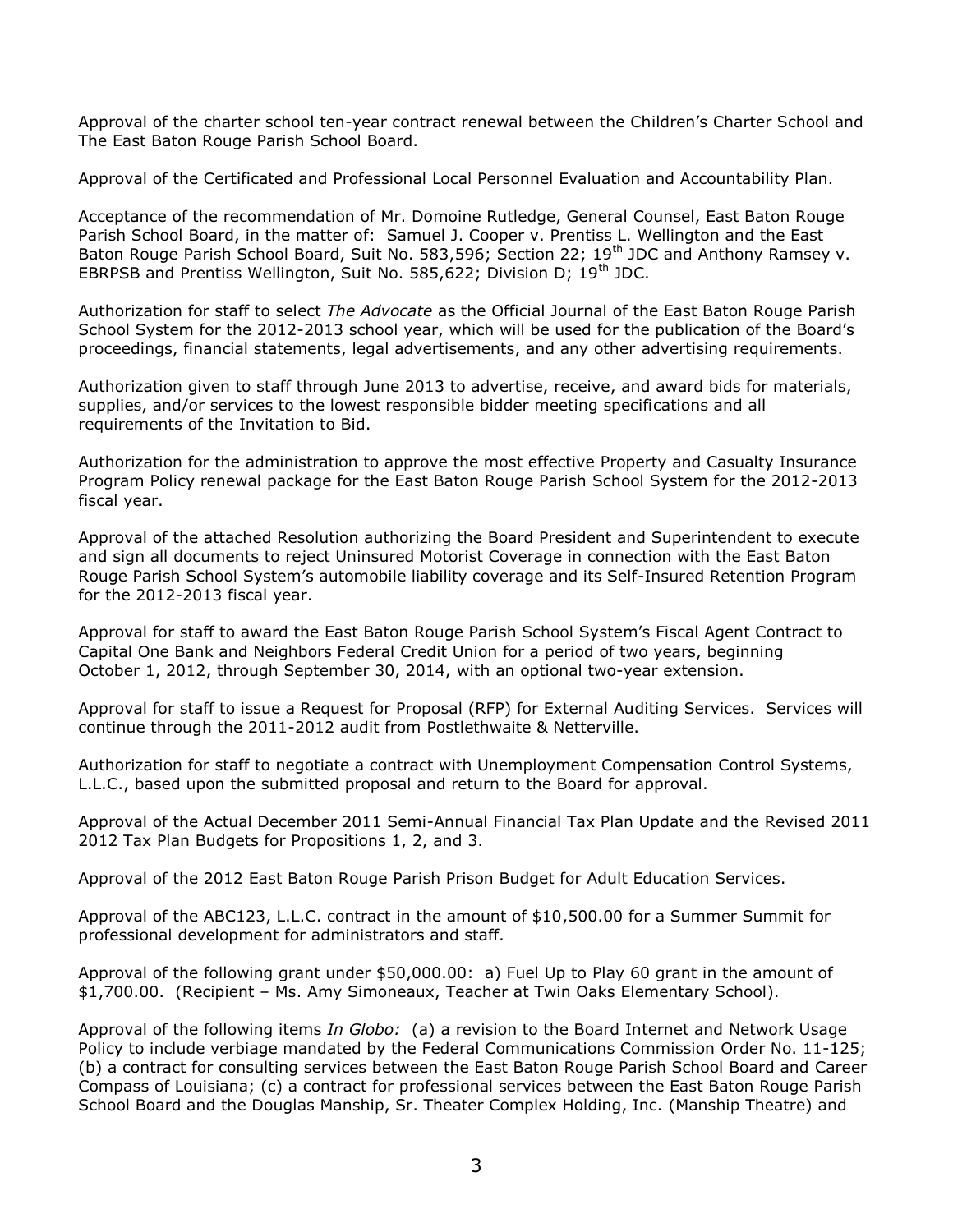Approval of the charter school ten-year contract renewal between the Children's Charter School and The East Baton Rouge Parish School Board.

Approval of the Certificated and Professional Local Personnel Evaluation and Accountability Plan.

Acceptance of the recommendation of Mr. Domoine Rutledge, General Counsel, East Baton Rouge Parish School Board, in the matter of: Samuel J. Cooper v. Prentiss L. Wellington and the East Baton Rouge Parish School Board, Suit No. 583,596; Section 22; 19th JDC and Anthony Ramsey v. EBRPSB and Prentiss Wellington, Suit No. 585,622; Division D; 19th JDC.

Authorization for staff to select *The Advocate* as the Official Journal of the East Baton Rouge Parish School System for the 2012-2013 school year, which will be used for the publication of the Board's proceedings, financial statements, legal advertisements, and any other advertising requirements.

Authorization given to staff through June 2013 to advertise, receive, and award bids for materials, supplies, and/or services to the lowest responsible bidder meeting specifications and all requirements of the Invitation to Bid.

Authorization for the administration to approve the most effective Property and Casualty Insurance Program Policy renewal package for the East Baton Rouge Parish School System for the 2012-2013 fiscal year.

Approval of the attached Resolution authorizing the Board President and Superintendent to execute and sign all documents to reject Uninsured Motorist Coverage in connection with the East Baton Rouge Parish School System's automobile liability coverage and its Self-Insured Retention Program for the 2012-2013 fiscal year.

Approval for staff to award the East Baton Rouge Parish School System's Fiscal Agent Contract to Capital One Bank and Neighbors Federal Credit Union for a period of two years, beginning October 1, 2012, through September 30, 2014, with an optional two-year extension.

Approval for staff to issue a Request for Proposal (RFP) for External Auditing Services. Services will continue through the 2011-2012 audit from Postlethwaite & Netterville.

Authorization for staff to negotiate a contract with Unemployment Compensation Control Systems, L.L.C., based upon the submitted proposal and return to the Board for approval.

Approval of the Actual December 2011 Semi-Annual Financial Tax Plan Update and the Revised 2011 2012 Tax Plan Budgets for Propositions 1, 2, and 3.

Approval of the 2012 East Baton Rouge Parish Prison Budget for Adult Education Services.

Approval of the ABC123, L.L.C. contract in the amount of $10,500.00 for a Summer Summit for professional development for administrators and staff.

Approval of the following grant under $50,000.00: a) Fuel Up to Play 60 grant in the amount of $1,700.00. (Recipient – Ms. Amy Simoneaux, Teacher at Twin Oaks Elementary School).

Approval of the following items *In Globo:* (a) a revision to the Board Internet and Network Usage Policy to include verbiage mandated by the Federal Communications Commission Order No. 11-125; (b) a contract for consulting services between the East Baton Rouge Parish School Board and Career Compass of Louisiana; (c) a contract for professional services between the East Baton Rouge Parish School Board and the Douglas Manship, Sr. Theater Complex Holding, Inc. (Manship Theatre) and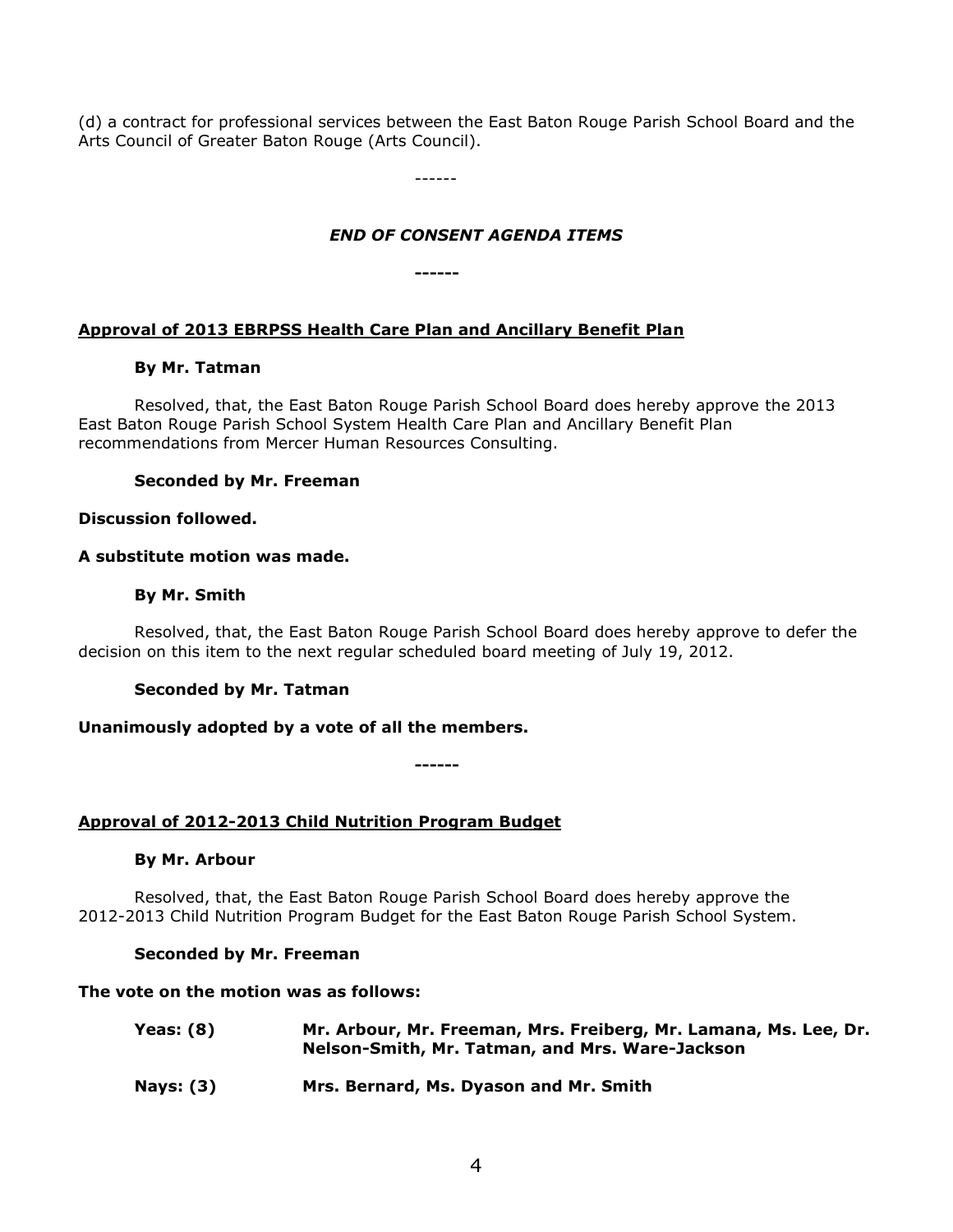(d) a contract for professional services between the East Baton Rouge Parish School Board and the Arts Council of Greater Baton Rouge (Arts Council).

------

*END OF CONSENT AGENDA ITEMS*

**------**

**Approval of 2013 EBRPSS Health Care Plan and Ancillary Benefit Plan**

**By Mr. Tatman**

Resolved, that, the East Baton Rouge Parish School Board does hereby approve the 2013 East Baton Rouge Parish School System Health Care Plan and Ancillary Benefit Plan recommendations from Mercer Human Resources Consulting.

**Seconded by Mr. Freeman**

**Discussion followed.**

**A substitute motion was made.**

**By Mr. Smith**

Resolved, that, the East Baton Rouge Parish School Board does hereby approve to defer the decision on this item to the next regular scheduled board meeting of July 19, 2012.

**Seconded by Mr. Tatman**

**Unanimously adopted by a vote of all the members.**

**------**

**Approval of 2012-2013 Child Nutrition Program Budget**

**By Mr. Arbour**

Resolved, that, the East Baton Rouge Parish School Board does hereby approve the 2012-2013 Child Nutrition Program Budget for the East Baton Rouge Parish School System.

**Seconded by Mr. Freeman**

**The vote on the motion was as follows:**

**Yeas: (8)** **Mr. Arbour, Mr. Freeman, Mrs. Freiberg, Mr. Lamana, Ms. Lee, Dr. Nelson-Smith, Mr. Tatman, and Mrs. Ware-Jackson**

**Nays: (3)** **Mrs. Bernard, Ms. Dyason and Mr. Smith**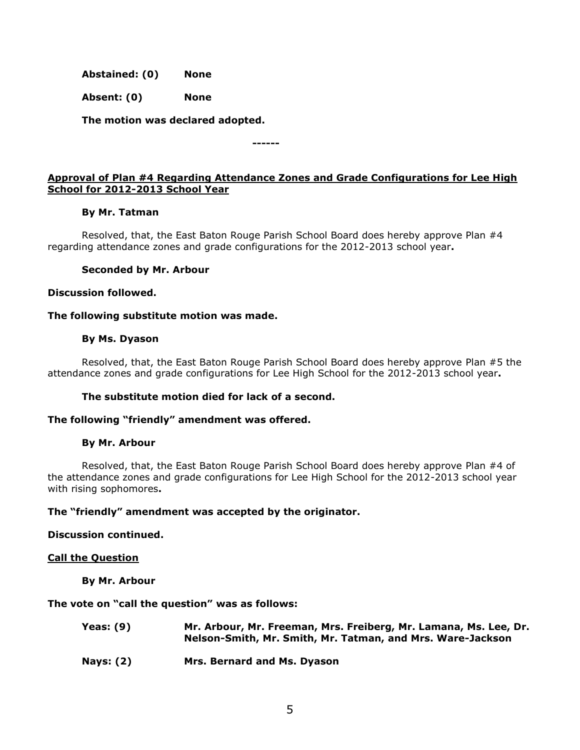**Abstained: (0)** **None**

**Absent: (0)** **None**

**The motion was declared adopted.**

**------**

**<u>Approval of Plan #4 Regarding Attendance Zones and Grade Configurations for Lee High School for 2012-2013 School Year</u>**

**By Mr. Tatman**

Resolved, that, the East Baton Rouge Parish School Board does hereby approve Plan #4 regarding attendance zones and grade configurations for the 2012-2013 school year**.**

**Seconded by Mr. Arbour**

**Discussion followed.**

**The following substitute motion was made.**

**By Ms. Dyason**

Resolved, that, the East Baton Rouge Parish School Board does hereby approve Plan #5 the attendance zones and grade configurations for Lee High School for the 2012-2013 school year**.**

**The substitute motion died for lack of a second.**

**The following "friendly" amendment was offered.**

**By Mr. Arbour**

Resolved, that, the East Baton Rouge Parish School Board does hereby approve Plan #4 of the attendance zones and grade configurations for Lee High School for the 2012-2013 school year with rising sophomores**.**

**The "friendly" amendment was accepted by the originator.**

**Discussion continued.**

**<u>Call the Question</u>**

**By Mr. Arbour**

**The vote on "call the question" was as follows:**

**Yeas: (9)** **Mr. Arbour, Mr. Freeman, Mrs. Freiberg, Mr. Lamana, Ms. Lee, Dr. Nelson-Smith, Mr. Smith, Mr. Tatman, and Mrs. Ware-Jackson**

**Nays: (2)** **Mrs. Bernard and Ms. Dyason**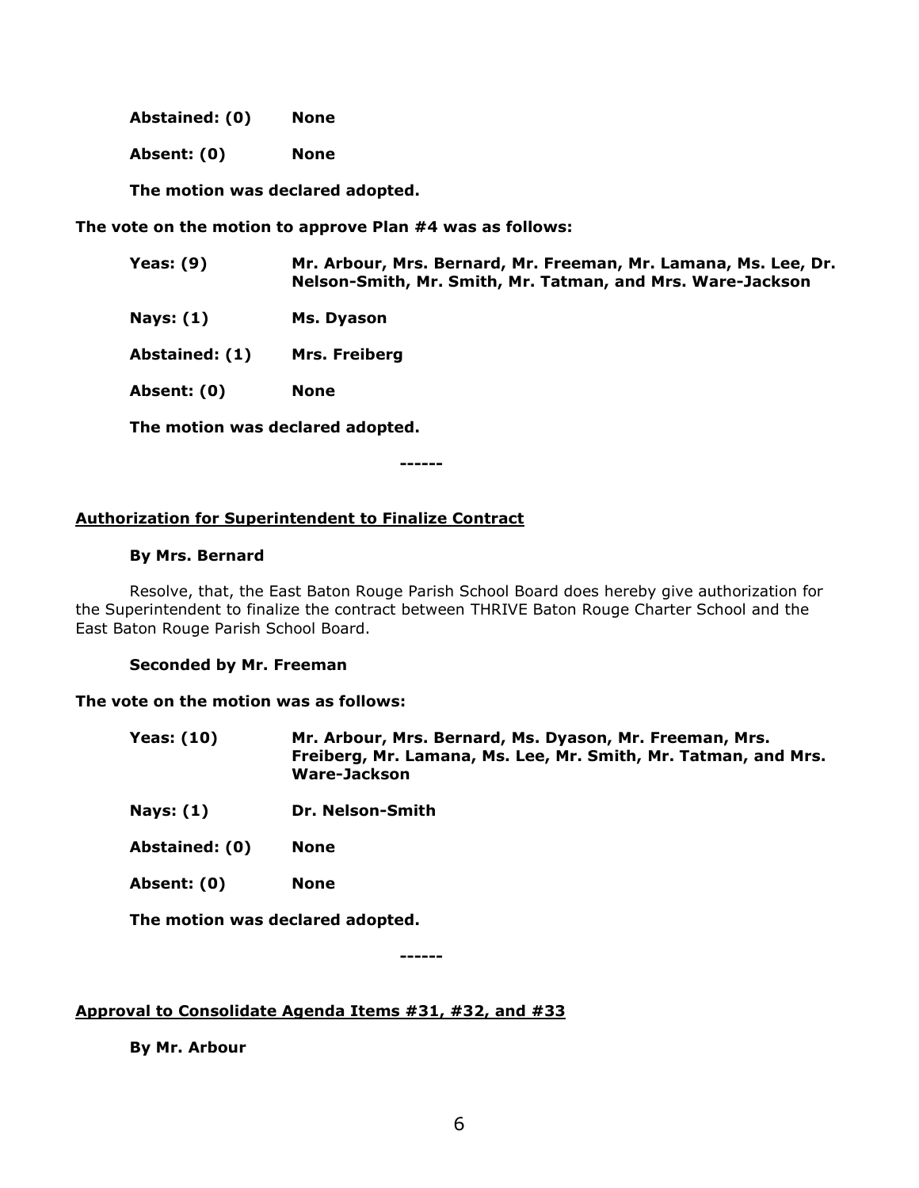**Abstained: (0)** **None**

**Absent: (0)** **None**

**The motion was declared adopted.**

**The vote on the motion to approve Plan #4 was as follows:**

| | |
|---|---|
| **Yeas: (9)** | **Mr. Arbour, Mrs. Bernard, Mr. Freeman, Mr. Lamana, Ms. Lee, Dr. Nelson-Smith, Mr. Smith, Mr. Tatman, and Mrs. Ware-Jackson** |
| **Nays: (1)** | **Ms. Dyason** |
| **Abstained: (1)** | **Mrs. Freiberg** |
| **Absent: (0)** | **None** |

**The motion was declared adopted.**

------

**<u>Authorization for Superintendent to Finalize Contract</u>**

**By Mrs. Bernard**

Resolve, that, the East Baton Rouge Parish School Board does hereby give authorization for the Superintendent to finalize the contract between THRIVE Baton Rouge Charter School and the East Baton Rouge Parish School Board.

**Seconded by Mr. Freeman**

**The vote on the motion was as follows:**

| | |
|---|---|
| **Yeas: (10)** | **Mr. Arbour, Mrs. Bernard, Ms. Dyason, Mr. Freeman, Mrs. Freiberg, Mr. Lamana, Ms. Lee, Mr. Smith, Mr. Tatman, and Mrs. Ware-Jackson** |
| **Nays: (1)** | **Dr. Nelson-Smith** |
| **Abstained: (0)** | **None** |
| **Absent: (0)** | **None** |

**The motion was declared adopted.**

------

**<u>Approval to Consolidate Agenda Items #31, #32, and #33</u>**

**By Mr. Arbour**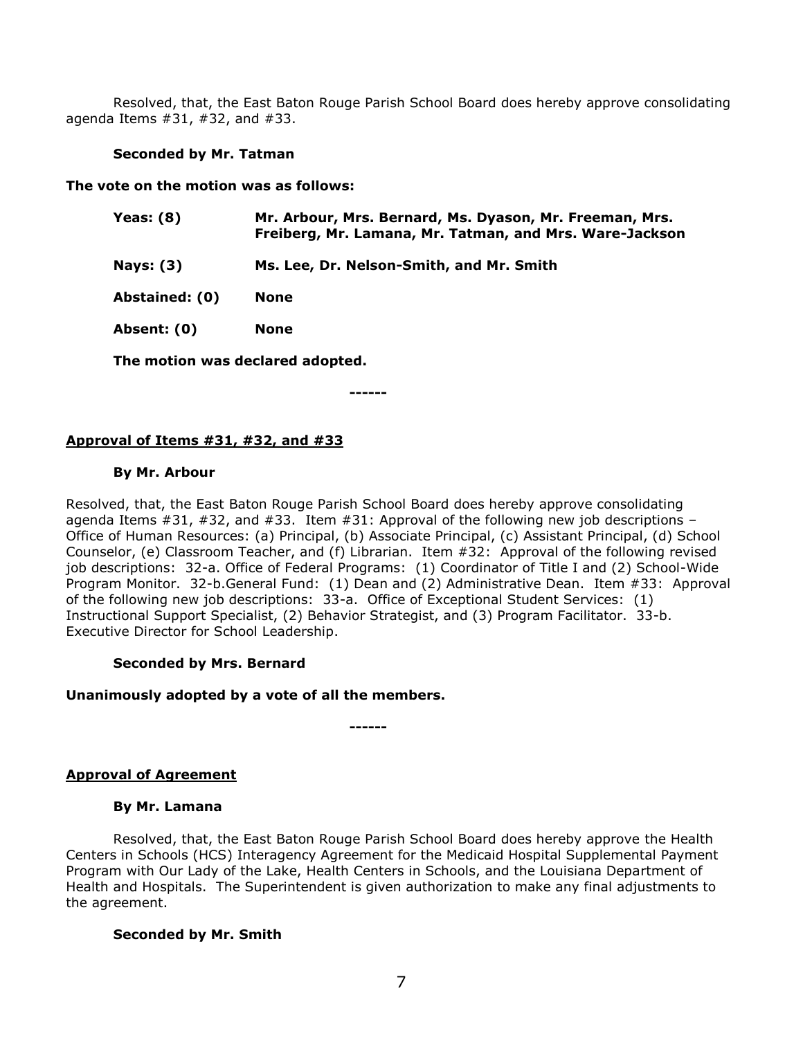Resolved, that, the East Baton Rouge Parish School Board does hereby approve consolidating agenda Items #31, #32, and #33.

**Seconded by Mr. Tatman**

**The vote on the motion was as follows:**

| | |
|---|---|
| **Yeas: (8)** | **Mr. Arbour, Mrs. Bernard, Ms. Dyason, Mr. Freeman, Mrs. Freiberg, Mr. Lamana, Mr. Tatman, and Mrs. Ware-Jackson** |
| **Nays: (3)** | **Ms. Lee, Dr. Nelson-Smith, and Mr. Smith** |
| **Abstained: (0)** | **None** |
| **Absent: (0)** | **None** |

**The motion was declared adopted.**

**------**

**Approval of Items #31, #32, and #33**

**By Mr. Arbour**

Resolved, that, the East Baton Rouge Parish School Board does hereby approve consolidating agenda Items #31, #32, and #33. Item #31: Approval of the following new job descriptions – Office of Human Resources: (a) Principal, (b) Associate Principal, (c) Assistant Principal, (d) School Counselor, (e) Classroom Teacher, and (f) Librarian. Item #32: Approval of the following revised job descriptions: 32-a. Office of Federal Programs: (1) Coordinator of Title I and (2) School-Wide Program Monitor. 32-b.General Fund: (1) Dean and (2) Administrative Dean. Item #33: Approval of the following new job descriptions: 33-a. Office of Exceptional Student Services: (1) Instructional Support Specialist, (2) Behavior Strategist, and (3) Program Facilitator. 33-b. Executive Director for School Leadership.

**Seconded by Mrs. Bernard**

**Unanimously adopted by a vote of all the members.**

**------**

**Approval of Agreement**

**By Mr. Lamana**

Resolved, that, the East Baton Rouge Parish School Board does hereby approve the Health Centers in Schools (HCS) Interagency Agreement for the Medicaid Hospital Supplemental Payment Program with Our Lady of the Lake, Health Centers in Schools, and the Louisiana Department of Health and Hospitals. The Superintendent is given authorization to make any final adjustments to the agreement.

**Seconded by Mr. Smith**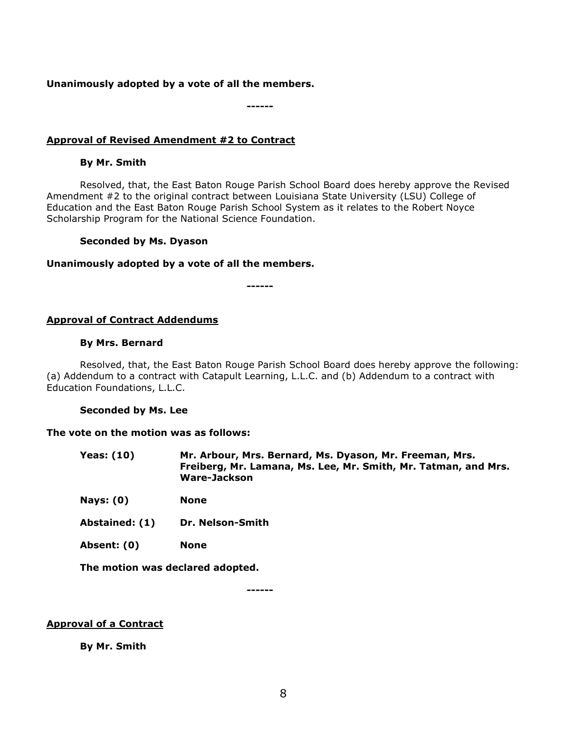**Unanimously adopted by a vote of all the members.**

**------**

**Approval of Revised Amendment #2 to Contract**

**By Mr. Smith**

Resolved, that, the East Baton Rouge Parish School Board does hereby approve the Revised Amendment #2 to the original contract between Louisiana State University (LSU) College of Education and the East Baton Rouge Parish School System as it relates to the Robert Noyce Scholarship Program for the National Science Foundation.

**Seconded by Ms. Dyason**

**Unanimously adopted by a vote of all the members.**

**------**

**Approval of Contract Addendums**

**By Mrs. Bernard**

Resolved, that, the East Baton Rouge Parish School Board does hereby approve the following: (a) Addendum to a contract with Catapult Learning, L.L.C. and (b) Addendum to a contract with Education Foundations, L.L.C.

**Seconded by Ms. Lee**

**The vote on the motion was as follows:**

| | |
|---|---|
| **Yeas: (10)** | **Mr. Arbour, Mrs. Bernard, Ms. Dyason, Mr. Freeman, Mrs. Freiberg, Mr. Lamana, Ms. Lee, Mr. Smith, Mr. Tatman, and Mrs. Ware-Jackson** |
| **Nays: (0)** | **None** |
| **Abstained: (1)** | **Dr. Nelson-Smith** |
| **Absent: (0)** | **None** |

**The motion was declared adopted.**

**------**

**Approval of a Contract**

**By Mr. Smith**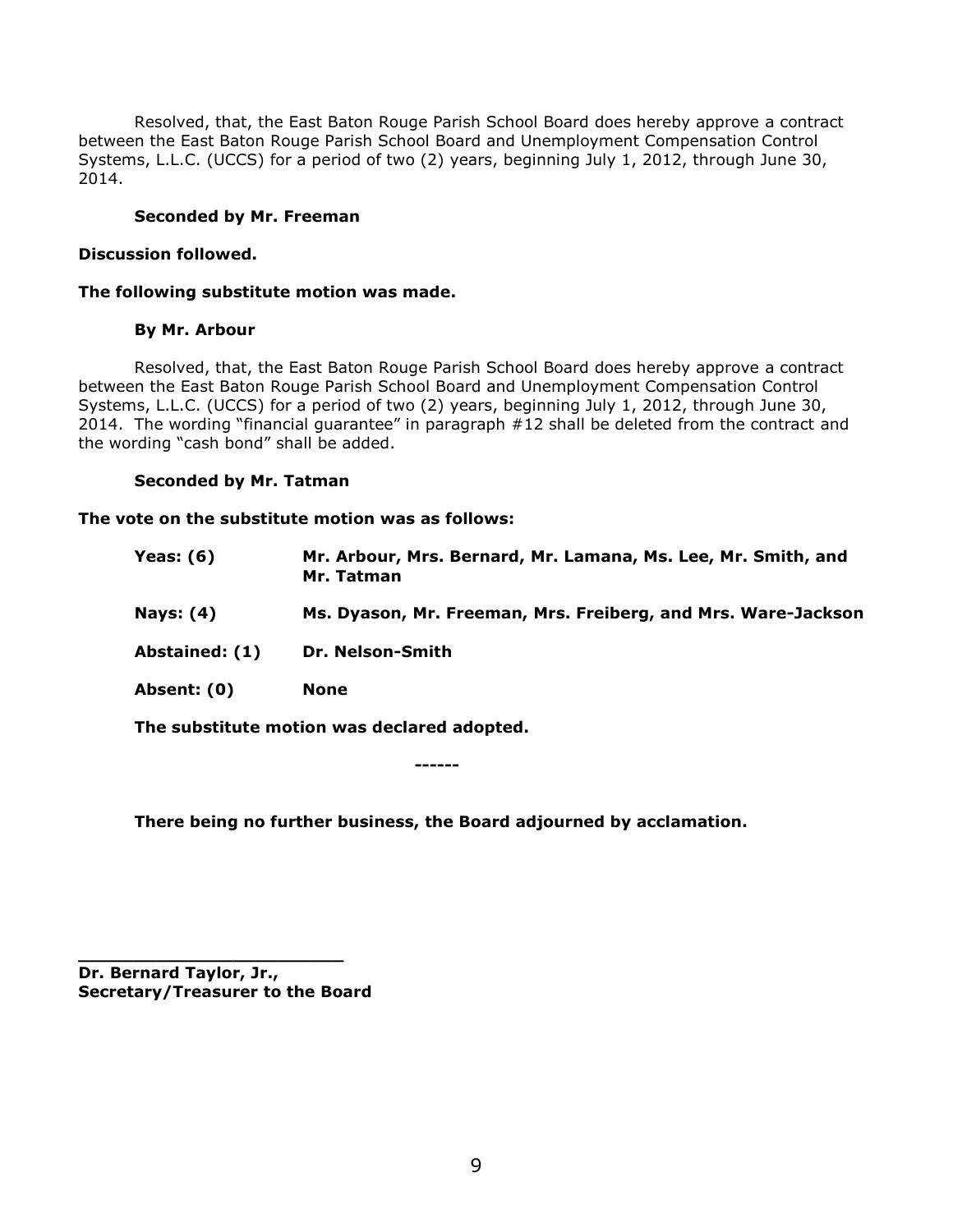Resolved, that, the East Baton Rouge Parish School Board does hereby approve a contract between the East Baton Rouge Parish School Board and Unemployment Compensation Control Systems, L.L.C. (UCCS) for a period of two (2) years, beginning July 1, 2012, through June 30, 2014.

**Seconded by Mr. Freeman**

**Discussion followed.**

**The following substitute motion was made.**

**By Mr. Arbour**

Resolved, that, the East Baton Rouge Parish School Board does hereby approve a contract between the East Baton Rouge Parish School Board and Unemployment Compensation Control Systems, L.L.C. (UCCS) for a period of two (2) years, beginning July 1, 2012, through June 30, 2014. The wording "financial guarantee" in paragraph #12 shall be deleted from the contract and the wording "cash bond" shall be added.

**Seconded by Mr. Tatman**

**The vote on the substitute motion was as follows:**

| | |
|---|---|
| **Yeas: (6)** | **Mr. Arbour, Mrs. Bernard, Mr. Lamana, Ms. Lee, Mr. Smith, and Mr. Tatman** |
| **Nays: (4)** | **Ms. Dyason, Mr. Freeman, Mrs. Freiberg, and Mrs. Ware-Jackson** |
| **Abstained: (1)** | **Dr. Nelson-Smith** |
| **Absent: (0)** | **None** |

**The substitute motion was declared adopted.**

**------**

**There being no further business, the Board adjourned by acclamation.**

\_\_\_\_\_\_\_\_\_\_\_\_\_\_\_\_\_\_\_\_\_\_\_\_

**Dr. Bernard Taylor, Jr.,**
**Secretary/Treasurer to the Board**